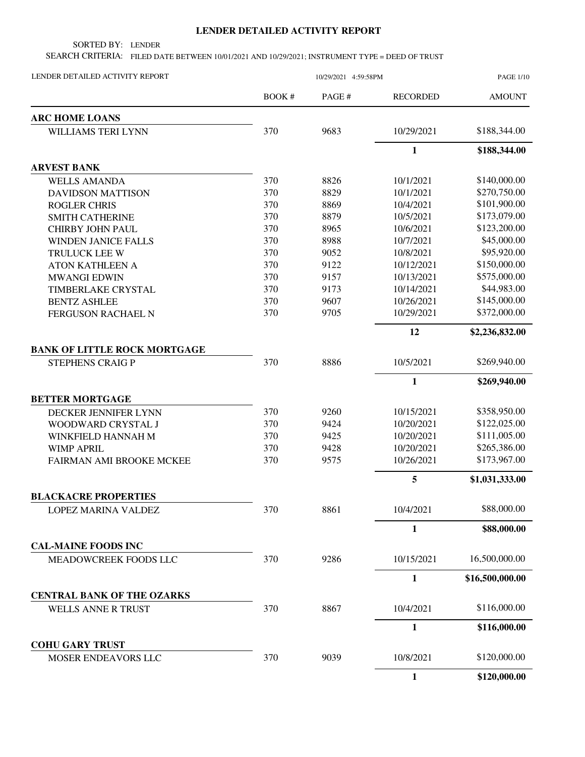# LENDER DETAILED ACTIVITY REPORT

SORTED BY: LENDER

SEARCH CRITERIA: FILED DATE BETWEEN 10/01/2021 AND 10/29/2021; INSTRUMENT TYPE = DEED OF TRUST

LENDER DETAILED ACTIVITY REPORT — 10/29/2021 4:59:58PM

| | BOOK # | PAGE # | RECORDED | AMOUNT |
|---|---|---|---|---|
| **ARC HOME LOANS** | | | | |
| WILLIAMS TERI LYNN | 370 | 9683 | 10/29/2021 | $188,344.00 |
| | | | **1** | **$188,344.00** |
| **ARVEST BANK** | | | | |
| WELLS AMANDA | 370 | 8826 | 10/1/2021 | $140,000.00 |
| DAVIDSON MATTISON | 370 | 8829 | 10/1/2021 | $270,750.00 |
| ROGLER CHRIS | 370 | 8869 | 10/4/2021 | $101,900.00 |
| SMITH CATHERINE | 370 | 8879 | 10/5/2021 | $173,079.00 |
| CHIRBY JOHN PAUL | 370 | 8965 | 10/6/2021 | $123,200.00 |
| WINDEN JANICE FALLS | 370 | 8988 | 10/7/2021 | $45,000.00 |
| TRULUCK LEE W | 370 | 9052 | 10/8/2021 | $95,920.00 |
| ATON KATHLEEN A | 370 | 9122 | 10/12/2021 | $150,000.00 |
| MWANGI EDWIN | 370 | 9157 | 10/13/2021 | $575,000.00 |
| TIMBERLAKE CRYSTAL | 370 | 9173 | 10/14/2021 | $44,983.00 |
| BENTZ ASHLEE | 370 | 9607 | 10/26/2021 | $145,000.00 |
| FERGUSON RACHAEL N | 370 | 9705 | 10/29/2021 | $372,000.00 |
| | | | **12** | **$2,236,832.00** |
| **BANK OF LITTLE ROCK MORTGAGE** | | | | |
| STEPHENS CRAIG P | 370 | 8886 | 10/5/2021 | $269,940.00 |
| | | | **1** | **$269,940.00** |
| **BETTER MORTGAGE** | | | | |
| DECKER JENNIFER LYNN | 370 | 9260 | 10/15/2021 | $358,950.00 |
| WOODWARD CRYSTAL J | 370 | 9424 | 10/20/2021 | $122,025.00 |
| WINKFIELD HANNAH M | 370 | 9425 | 10/20/2021 | $111,005.00 |
| WIMP APRIL | 370 | 9428 | 10/20/2021 | $265,386.00 |
| FAIRMAN AMI BROOKE MCKEE | 370 | 9575 | 10/26/2021 | $173,967.00 |
| | | | **5** | **$1,031,333.00** |
| **BLACKACRE PROPERTIES** | | | | |
| LOPEZ MARINA VALDEZ | 370 | 8861 | 10/4/2021 | $88,000.00 |
| | | | **1** | **$88,000.00** |
| **CAL-MAINE FOODS INC** | | | | |
| MEADOWCREEK FOODS LLC | 370 | 9286 | 10/15/2021 | 16,500,000.00 |
| | | | **1** | **$16,500,000.00** |
| **CENTRAL BANK OF THE OZARKS** | | | | |
| WELLS ANNE R TRUST | 370 | 8867 | 10/4/2021 | $116,000.00 |
| | | | **1** | **$116,000.00** |
| **COHU GARY TRUST** | | | | |
| MOSER ENDEAVORS LLC | 370 | 9039 | 10/8/2021 | $120,000.00 |
| | | | **1** | **$120,000.00** |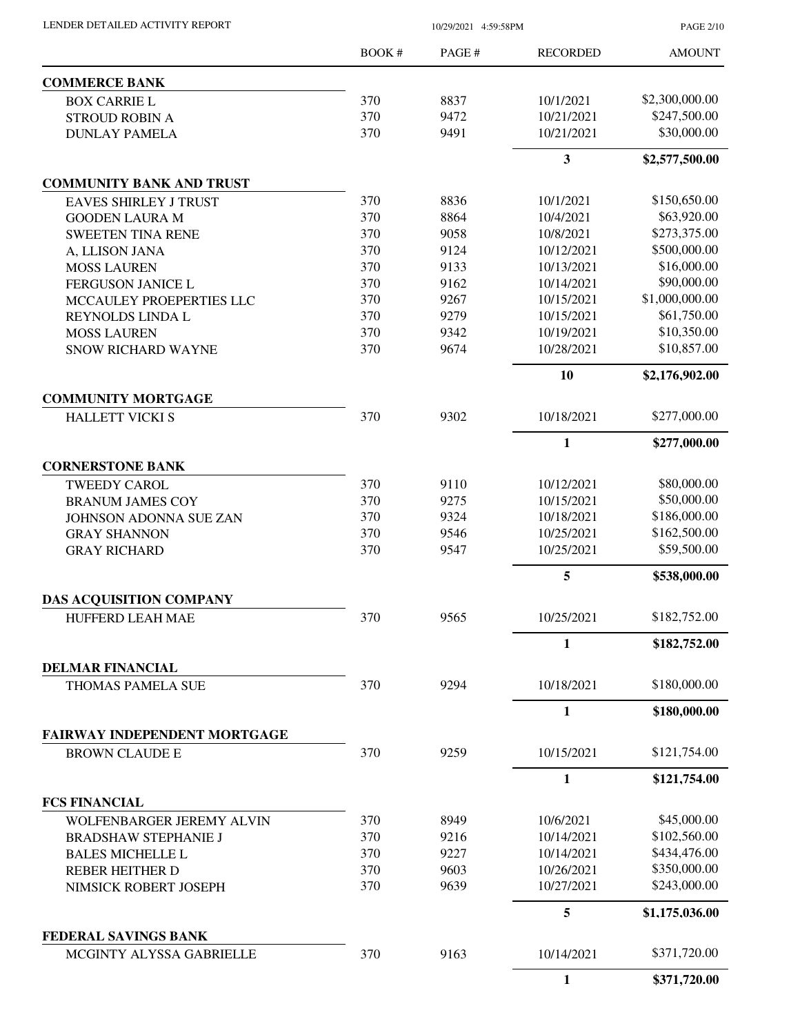| | BOOK # | PAGE # | RECORDED | AMOUNT |
|---|---|---|---|---|
| **COMMERCE BANK** | | | | |
| BOX CARRIE L | 370 | 8837 | 10/1/2021 | $2,300,000.00 |
| STROUD ROBIN A | 370 | 9472 | 10/21/2021 | $247,500.00 |
| DUNLAY PAMELA | 370 | 9491 | 10/21/2021 | $30,000.00 |
| | | | **3** | **$2,577,500.00** |
| **COMMUNITY BANK AND TRUST** | | | | |
| EAVES SHIRLEY J TRUST | 370 | 8836 | 10/1/2021 | $150,650.00 |
| GOODEN LAURA M | 370 | 8864 | 10/4/2021 | $63,920.00 |
| SWEETEN TINA RENE | 370 | 9058 | 10/8/2021 | $273,375.00 |
| A, LLISON JANA | 370 | 9124 | 10/12/2021 | $500,000.00 |
| MOSS LAUREN | 370 | 9133 | 10/13/2021 | $16,000.00 |
| FERGUSON JANICE L | 370 | 9162 | 10/14/2021 | $90,000.00 |
| MCCAULEY PROEPERTIES LLC | 370 | 9267 | 10/15/2021 | $1,000,000.00 |
| REYNOLDS LINDA L | 370 | 9279 | 10/15/2021 | $61,750.00 |
| MOSS LAUREN | 370 | 9342 | 10/19/2021 | $10,350.00 |
| SNOW RICHARD WAYNE | 370 | 9674 | 10/28/2021 | $10,857.00 |
| | | | **10** | **$2,176,902.00** |
| **COMMUNITY MORTGAGE** | | | | |
| HALLETT VICKI S | 370 | 9302 | 10/18/2021 | $277,000.00 |
| | | | **1** | **$277,000.00** |
| **CORNERSTONE BANK** | | | | |
| TWEEDY CAROL | 370 | 9110 | 10/12/2021 | $80,000.00 |
| BRANUM JAMES COY | 370 | 9275 | 10/15/2021 | $50,000.00 |
| JOHNSON ADONNA SUE ZAN | 370 | 9324 | 10/18/2021 | $186,000.00 |
| GRAY SHANNON | 370 | 9546 | 10/25/2021 | $162,500.00 |
| GRAY RICHARD | 370 | 9547 | 10/25/2021 | $59,500.00 |
| | | | **5** | **$538,000.00** |
| **DAS ACQUISITION COMPANY** | | | | |
| HUFFERD LEAH MAE | 370 | 9565 | 10/25/2021 | $182,752.00 |
| | | | **1** | **$182,752.00** |
| **DELMAR FINANCIAL** | | | | |
| THOMAS PAMELA SUE | 370 | 9294 | 10/18/2021 | $180,000.00 |
| | | | **1** | **$180,000.00** |
| **FAIRWAY INDEPENDENT MORTGAGE** | | | | |
| BROWN CLAUDE E | 370 | 9259 | 10/15/2021 | $121,754.00 |
| | | | **1** | **$121,754.00** |
| **FCS FINANCIAL** | | | | |
| WOLFENBARGER JEREMY ALVIN | 370 | 8949 | 10/6/2021 | $45,000.00 |
| BRADSHAW STEPHANIE J | 370 | 9216 | 10/14/2021 | $102,560.00 |
| BALES MICHELLE L | 370 | 9227 | 10/14/2021 | $434,476.00 |
| REBER HEITHER D | 370 | 9603 | 10/26/2021 | $350,000.00 |
| NIMSICK ROBERT JOSEPH | 370 | 9639 | 10/27/2021 | $243,000.00 |
| | | | **5** | **$1,175,036.00** |
| **FEDERAL SAVINGS BANK** | | | | |
| MCGINTY ALYSSA GABRIELLE | 370 | 9163 | 10/14/2021 | $371,720.00 |
| | | | **1** | **$371,720.00** |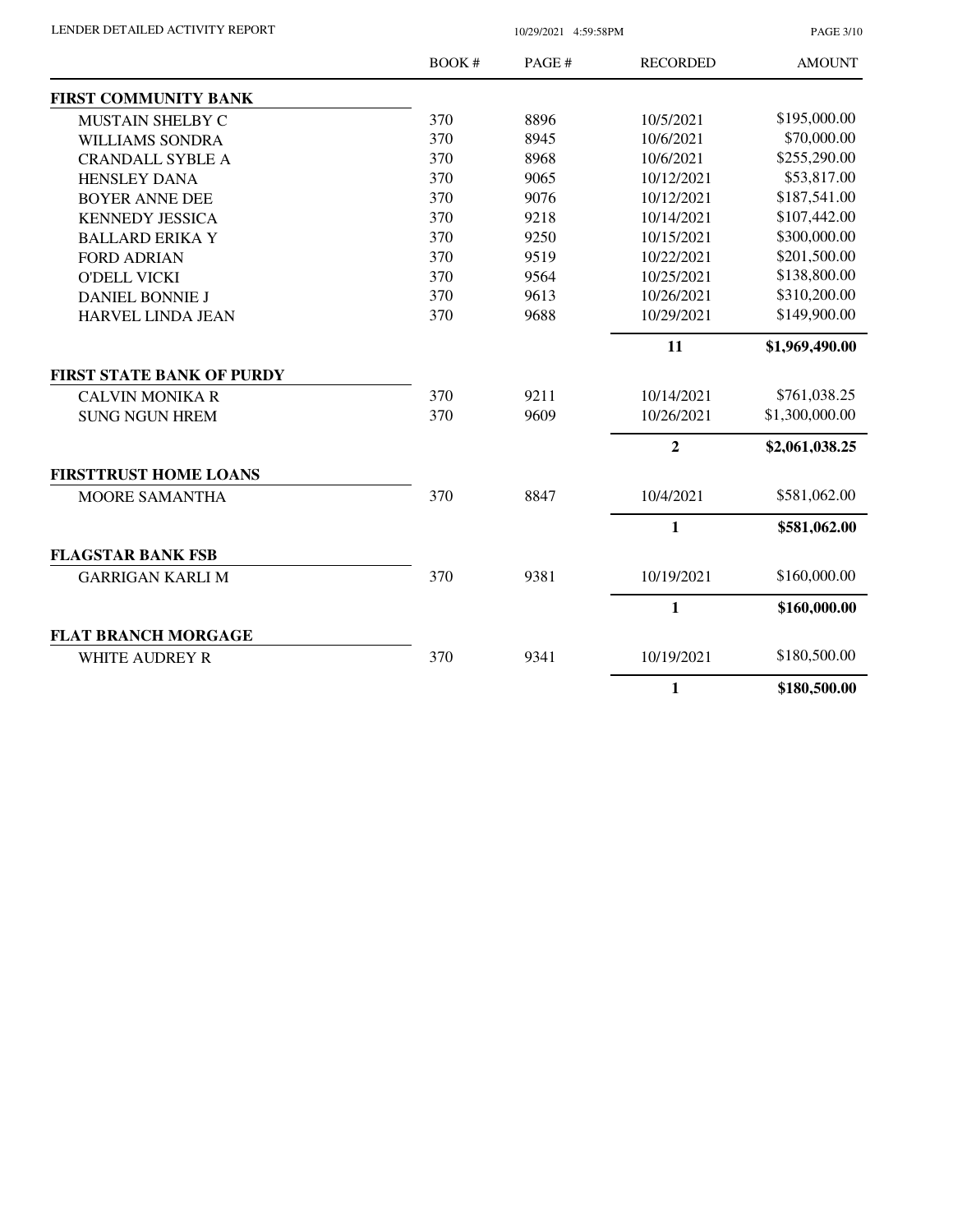| | BOOK # | PAGE # | RECORDED | AMOUNT |
|---|---|---|---|---|
| **FIRST COMMUNITY BANK** | | | | |
| MUSTAIN SHELBY C | 370 | 8896 | 10/5/2021 | $195,000.00 |
| WILLIAMS SONDRA | 370 | 8945 | 10/6/2021 | $70,000.00 |
| CRANDALL SYBLE A | 370 | 8968 | 10/6/2021 | $255,290.00 |
| HENSLEY DANA | 370 | 9065 | 10/12/2021 | $53,817.00 |
| BOYER ANNE DEE | 370 | 9076 | 10/12/2021 | $187,541.00 |
| KENNEDY JESSICA | 370 | 9218 | 10/14/2021 | $107,442.00 |
| BALLARD ERIKA Y | 370 | 9250 | 10/15/2021 | $300,000.00 |
| FORD ADRIAN | 370 | 9519 | 10/22/2021 | $201,500.00 |
| O'DELL VICKI | 370 | 9564 | 10/25/2021 | $138,800.00 |
| DANIEL BONNIE J | 370 | 9613 | 10/26/2021 | $310,200.00 |
| HARVEL LINDA JEAN | 370 | 9688 | 10/29/2021 | $149,900.00 |
| | | | **11** | **$1,969,490.00** |
| **FIRST STATE BANK OF PURDY** | | | | |
| CALVIN MONIKA R | 370 | 9211 | 10/14/2021 | $761,038.25 |
| SUNG NGUN HREM | 370 | 9609 | 10/26/2021 | $1,300,000.00 |
| | | | **2** | **$2,061,038.25** |
| **FIRSTTRUST HOME LOANS** | | | | |
| MOORE SAMANTHA | 370 | 8847 | 10/4/2021 | $581,062.00 |
| | | | **1** | **$581,062.00** |
| **FLAGSTAR BANK FSB** | | | | |
| GARRIGAN KARLI M | 370 | 9381 | 10/19/2021 | $160,000.00 |
| | | | **1** | **$160,000.00** |
| **FLAT BRANCH MORGAGE** | | | | |
| WHITE AUDREY R | 370 | 9341 | 10/19/2021 | $180,500.00 |
| | | | **1** | **$180,500.00** |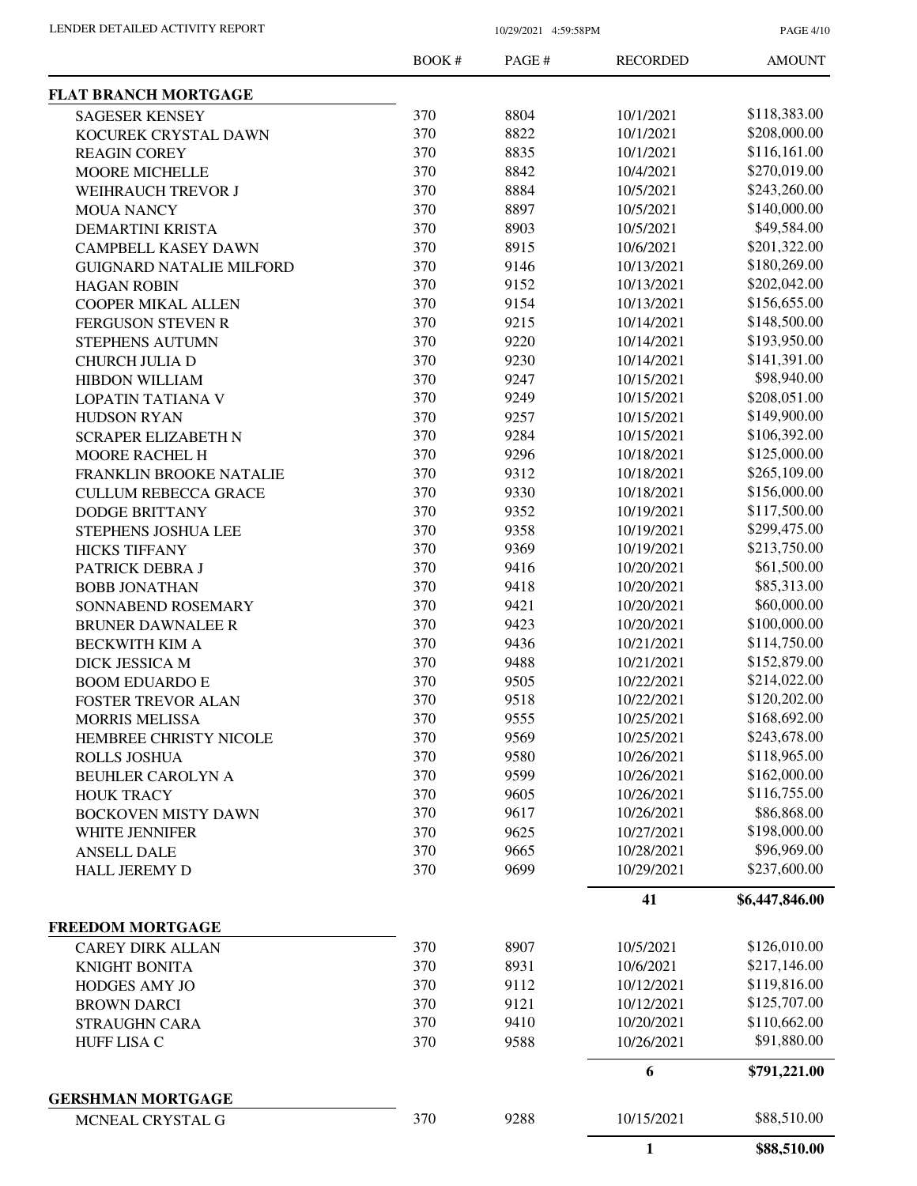| | BOOK # | PAGE # | RECORDED | AMOUNT |
|---|---|---|---|---|
| **FLAT BRANCH MORTGAGE** | | | | |
| SAGESER KENSEY | 370 | 8804 | 10/1/2021 | \$118,383.00 |
| KOCUREK CRYSTAL DAWN | 370 | 8822 | 10/1/2021 | \$208,000.00 |
| REAGIN COREY | 370 | 8835 | 10/1/2021 | \$116,161.00 |
| MOORE MICHELLE | 370 | 8842 | 10/4/2021 | \$270,019.00 |
| WEIHRAUCH TREVOR J | 370 | 8884 | 10/5/2021 | \$243,260.00 |
| MOUA NANCY | 370 | 8897 | 10/5/2021 | \$140,000.00 |
| DEMARTINI KRISTA | 370 | 8903 | 10/5/2021 | \$49,584.00 |
| CAMPBELL KASEY DAWN | 370 | 8915 | 10/6/2021 | \$201,322.00 |
| GUIGNARD NATALIE MILFORD | 370 | 9146 | 10/13/2021 | \$180,269.00 |
| HAGAN ROBIN | 370 | 9152 | 10/13/2021 | \$202,042.00 |
| COOPER MIKAL ALLEN | 370 | 9154 | 10/13/2021 | \$156,655.00 |
| FERGUSON STEVEN R | 370 | 9215 | 10/14/2021 | \$148,500.00 |
| STEPHENS AUTUMN | 370 | 9220 | 10/14/2021 | \$193,950.00 |
| CHURCH JULIA D | 370 | 9230 | 10/14/2021 | \$141,391.00 |
| HIBDON WILLIAM | 370 | 9247 | 10/15/2021 | \$98,940.00 |
| LOPATIN TATIANA V | 370 | 9249 | 10/15/2021 | \$208,051.00 |
| HUDSON RYAN | 370 | 9257 | 10/15/2021 | \$149,900.00 |
| SCRAPER ELIZABETH N | 370 | 9284 | 10/15/2021 | \$106,392.00 |
| MOORE RACHEL H | 370 | 9296 | 10/18/2021 | \$125,000.00 |
| FRANKLIN BROOKE NATALIE | 370 | 9312 | 10/18/2021 | \$265,109.00 |
| CULLUM REBECCA GRACE | 370 | 9330 | 10/18/2021 | \$156,000.00 |
| DODGE BRITTANY | 370 | 9352 | 10/19/2021 | \$117,500.00 |
| STEPHENS JOSHUA LEE | 370 | 9358 | 10/19/2021 | \$299,475.00 |
| HICKS TIFFANY | 370 | 9369 | 10/19/2021 | \$213,750.00 |
| PATRICK DEBRA J | 370 | 9416 | 10/20/2021 | \$61,500.00 |
| BOBB JONATHAN | 370 | 9418 | 10/20/2021 | \$85,313.00 |
| SONNABEND ROSEMARY | 370 | 9421 | 10/20/2021 | \$60,000.00 |
| BRUNER DAWNALEE R | 370 | 9423 | 10/20/2021 | \$100,000.00 |
| BECKWITH KIM A | 370 | 9436 | 10/21/2021 | \$114,750.00 |
| DICK JESSICA M | 370 | 9488 | 10/21/2021 | \$152,879.00 |
| BOOM EDUARDO E | 370 | 9505 | 10/22/2021 | \$214,022.00 |
| FOSTER TREVOR ALAN | 370 | 9518 | 10/22/2021 | \$120,202.00 |
| MORRIS MELISSA | 370 | 9555 | 10/25/2021 | \$168,692.00 |
| HEMBREE CHRISTY NICOLE | 370 | 9569 | 10/25/2021 | \$243,678.00 |
| ROLLS JOSHUA | 370 | 9580 | 10/26/2021 | \$118,965.00 |
| BEUHLER CAROLYN A | 370 | 9599 | 10/26/2021 | \$162,000.00 |
| HOUK TRACY | 370 | 9605 | 10/26/2021 | \$116,755.00 |
| BOCKOVEN MISTY DAWN | 370 | 9617 | 10/26/2021 | \$86,868.00 |
| WHITE JENNIFER | 370 | 9625 | 10/27/2021 | \$198,000.00 |
| ANSELL DALE | 370 | 9665 | 10/28/2021 | \$96,969.00 |
| HALL JEREMY D | 370 | 9699 | 10/29/2021 | \$237,600.00 |
| | | | **41** | **\$6,447,846.00** |
| **FREEDOM MORTGAGE** | | | | |
| CAREY DIRK ALLAN | 370 | 8907 | 10/5/2021 | \$126,010.00 |
| KNIGHT BONITA | 370 | 8931 | 10/6/2021 | \$217,146.00 |
| HODGES AMY JO | 370 | 9112 | 10/12/2021 | \$119,816.00 |
| BROWN DARCI | 370 | 9121 | 10/12/2021 | \$125,707.00 |
| STRAUGHN CARA | 370 | 9410 | 10/20/2021 | \$110,662.00 |
| HUFF LISA C | 370 | 9588 | 10/26/2021 | \$91,880.00 |
| | | | **6** | **\$791,221.00** |
| **GERSHMAN MORTGAGE** | | | | |
| MCNEAL CRYSTAL G | 370 | 9288 | 10/15/2021 | \$88,510.00 |
| | | | **1** | **\$88,510.00** |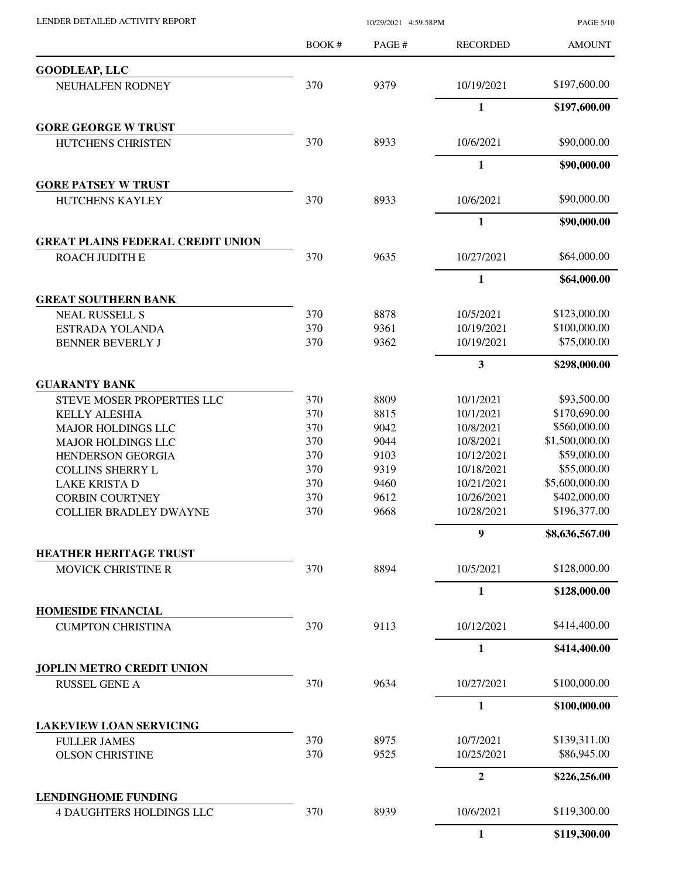| | BOOK # | PAGE # | RECORDED | AMOUNT |
|---|---|---|---|---|
| **GOODLEAP, LLC** | | | | |
| NEUHALFEN RODNEY | 370 | 9379 | 10/19/2021 | $197,600.00 |
| | | | **1** | **$197,600.00** |
| **GORE GEORGE W TRUST** | | | | |
| HUTCHENS CHRISTEN | 370 | 8933 | 10/6/2021 | $90,000.00 |
| | | | **1** | **$90,000.00** |
| **GORE PATSEY W TRUST** | | | | |
| HUTCHENS KAYLEY | 370 | 8933 | 10/6/2021 | $90,000.00 |
| | | | **1** | **$90,000.00** |
| **GREAT PLAINS FEDERAL CREDIT UNION** | | | | |
| ROACH JUDITH E | 370 | 9635 | 10/27/2021 | $64,000.00 |
| | | | **1** | **$64,000.00** |
| **GREAT SOUTHERN BANK** | | | | |
| NEAL RUSSELL S | 370 | 8878 | 10/5/2021 | $123,000.00 |
| ESTRADA YOLANDA | 370 | 9361 | 10/19/2021 | $100,000.00 |
| BENNER BEVERLY J | 370 | 9362 | 10/19/2021 | $75,000.00 |
| | | | **3** | **$298,000.00** |
| **GUARANTY BANK** | | | | |
| STEVE MOSER PROPERTIES LLC | 370 | 8809 | 10/1/2021 | $93,500.00 |
| KELLY ALESHIA | 370 | 8815 | 10/1/2021 | $170,690.00 |
| MAJOR HOLDINGS LLC | 370 | 9042 | 10/8/2021 | $560,000.00 |
| MAJOR HOLDINGS LLC | 370 | 9044 | 10/8/2021 | $1,500,000.00 |
| HENDERSON GEORGIA | 370 | 9103 | 10/12/2021 | $59,000.00 |
| COLLINS SHERRY L | 370 | 9319 | 10/18/2021 | $55,000.00 |
| LAKE KRISTA D | 370 | 9460 | 10/21/2021 | $5,600,000.00 |
| CORBIN COURTNEY | 370 | 9612 | 10/26/2021 | $402,000.00 |
| COLLIER BRADLEY DWAYNE | 370 | 9668 | 10/28/2021 | $196,377.00 |
| | | | **9** | **$8,636,567.00** |
| **HEATHER HERITAGE TRUST** | | | | |
| MOVICK CHRISTINE R | 370 | 8894 | 10/5/2021 | $128,000.00 |
| | | | **1** | **$128,000.00** |
| **HOMESIDE FINANCIAL** | | | | |
| CUMPTON CHRISTINA | 370 | 9113 | 10/12/2021 | $414,400.00 |
| | | | **1** | **$414,400.00** |
| **JOPLIN METRO CREDIT UNION** | | | | |
| RUSSEL GENE A | 370 | 9634 | 10/27/2021 | $100,000.00 |
| | | | **1** | **$100,000.00** |
| **LAKEVIEW LOAN SERVICING** | | | | |
| FULLER JAMES | 370 | 8975 | 10/7/2021 | $139,311.00 |
| OLSON CHRISTINE | 370 | 9525 | 10/25/2021 | $86,945.00 |
| | | | **2** | **$226,256.00** |
| **LENDINGHOME FUNDING** | | | | |
| 4 DAUGHTERS HOLDINGS LLC | 370 | 8939 | 10/6/2021 | $119,300.00 |
| | | | **1** | **$119,300.00** |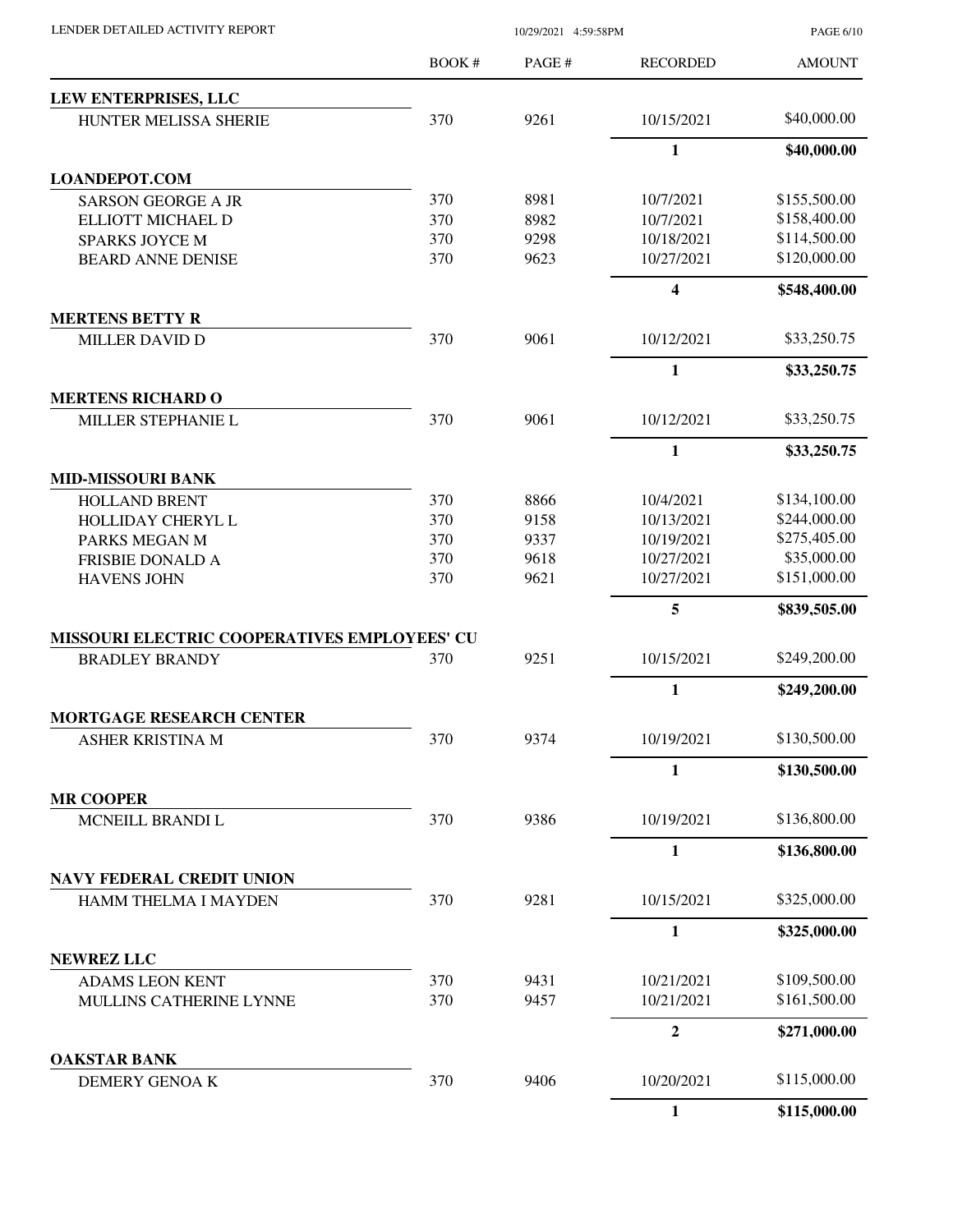LENDER DETAILED ACTIVITY REPORT

10/29/2021 4:59:58PM

| | BOOK # | PAGE # | RECORDED | AMOUNT |
|---|---|---|---|---|
| **LEW ENTERPRISES, LLC** | | | | |
| HUNTER MELISSA SHERIE | 370 | 9261 | 10/15/2021 | $40,000.00 |
| | | | **1** | **$40,000.00** |
| **LOANDEPOT.COM** | | | | |
| SARSON GEORGE A JR | 370 | 8981 | 10/7/2021 | $155,500.00 |
| ELLIOTT MICHAEL D | 370 | 8982 | 10/7/2021 | $158,400.00 |
| SPARKS JOYCE M | 370 | 9298 | 10/18/2021 | $114,500.00 |
| BEARD ANNE DENISE | 370 | 9623 | 10/27/2021 | $120,000.00 |
| | | | **4** | **$548,400.00** |
| **MERTENS BETTY R** | | | | |
| MILLER DAVID D | 370 | 9061 | 10/12/2021 | $33,250.75 |
| | | | **1** | **$33,250.75** |
| **MERTENS RICHARD O** | | | | |
| MILLER STEPHANIE L | 370 | 9061 | 10/12/2021 | $33,250.75 |
| | | | **1** | **$33,250.75** |
| **MID-MISSOURI BANK** | | | | |
| HOLLAND BRENT | 370 | 8866 | 10/4/2021 | $134,100.00 |
| HOLLIDAY CHERYL L | 370 | 9158 | 10/13/2021 | $244,000.00 |
| PARKS MEGAN M | 370 | 9337 | 10/19/2021 | $275,405.00 |
| FRISBIE DONALD A | 370 | 9618 | 10/27/2021 | $35,000.00 |
| HAVENS JOHN | 370 | 9621 | 10/27/2021 | $151,000.00 |
| | | | **5** | **$839,505.00** |
| **MISSOURI ELECTRIC COOPERATIVES EMPLOYEES' CU** | | | | |
| BRADLEY BRANDY | 370 | 9251 | 10/15/2021 | $249,200.00 |
| | | | **1** | **$249,200.00** |
| **MORTGAGE RESEARCH CENTER** | | | | |
| ASHER KRISTINA M | 370 | 9374 | 10/19/2021 | $130,500.00 |
| | | | **1** | **$130,500.00** |
| **MR COOPER** | | | | |
| MCNEILL BRANDI L | 370 | 9386 | 10/19/2021 | $136,800.00 |
| | | | **1** | **$136,800.00** |
| **NAVY FEDERAL CREDIT UNION** | | | | |
| HAMM THELMA I MAYDEN | 370 | 9281 | 10/15/2021 | $325,000.00 |
| | | | **1** | **$325,000.00** |
| **NEWREZ LLC** | | | | |
| ADAMS LEON KENT | 370 | 9431 | 10/21/2021 | $109,500.00 |
| MULLINS CATHERINE LYNNE | 370 | 9457 | 10/21/2021 | $161,500.00 |
| | | | **2** | **$271,000.00** |
| **OAKSTAR BANK** | | | | |
| DEMERY GENOA K | 370 | 9406 | 10/20/2021 | $115,000.00 |
| | | | **1** | **$115,000.00** |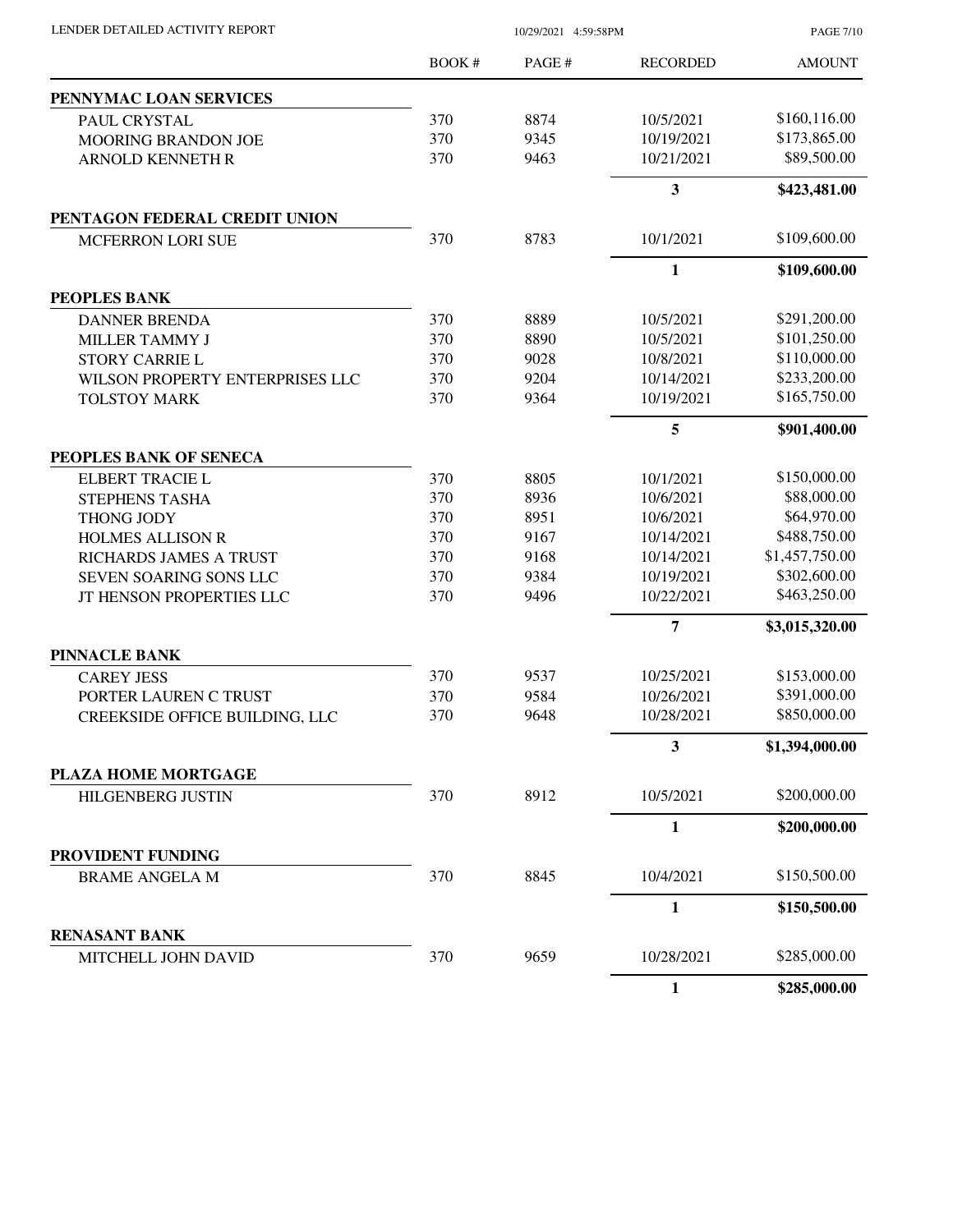# LENDER DETAILED ACTIVITY REPORT

10/29/2021 4:59:58PM

| | BOOK # | PAGE # | RECORDED | AMOUNT |
|---|---|---|---|---|
| **PENNYMAC LOAN SERVICES** | | | | |
| PAUL CRYSTAL | 370 | 8874 | 10/5/2021 | $160,116.00 |
| MOORING BRANDON JOE | 370 | 9345 | 10/19/2021 | $173,865.00 |
| ARNOLD KENNETH R | 370 | 9463 | 10/21/2021 | $89,500.00 |
| | | | **3** | **$423,481.00** |
| **PENTAGON FEDERAL CREDIT UNION** | | | | |
| MCFERRON LORI SUE | 370 | 8783 | 10/1/2021 | $109,600.00 |
| | | | **1** | **$109,600.00** |
| **PEOPLES BANK** | | | | |
| DANNER BRENDA | 370 | 8889 | 10/5/2021 | $291,200.00 |
| MILLER TAMMY J | 370 | 8890 | 10/5/2021 | $101,250.00 |
| STORY CARRIE L | 370 | 9028 | 10/8/2021 | $110,000.00 |
| WILSON PROPERTY ENTERPRISES LLC | 370 | 9204 | 10/14/2021 | $233,200.00 |
| TOLSTOY MARK | 370 | 9364 | 10/19/2021 | $165,750.00 |
| | | | **5** | **$901,400.00** |
| **PEOPLES BANK OF SENECA** | | | | |
| ELBERT TRACIE L | 370 | 8805 | 10/1/2021 | $150,000.00 |
| STEPHENS TASHA | 370 | 8936 | 10/6/2021 | $88,000.00 |
| THONG JODY | 370 | 8951 | 10/6/2021 | $64,970.00 |
| HOLMES ALLISON R | 370 | 9167 | 10/14/2021 | $488,750.00 |
| RICHARDS JAMES A TRUST | 370 | 9168 | 10/14/2021 | $1,457,750.00 |
| SEVEN SOARING SONS LLC | 370 | 9384 | 10/19/2021 | $302,600.00 |
| JT HENSON PROPERTIES LLC | 370 | 9496 | 10/22/2021 | $463,250.00 |
| | | | **7** | **$3,015,320.00** |
| **PINNACLE BANK** | | | | |
| CAREY JESS | 370 | 9537 | 10/25/2021 | $153,000.00 |
| PORTER LAUREN C TRUST | 370 | 9584 | 10/26/2021 | $391,000.00 |
| CREEKSIDE OFFICE BUILDING, LLC | 370 | 9648 | 10/28/2021 | $850,000.00 |
| | | | **3** | **$1,394,000.00** |
| **PLAZA HOME MORTGAGE** | | | | |
| HILGENBERG JUSTIN | 370 | 8912 | 10/5/2021 | $200,000.00 |
| | | | **1** | **$200,000.00** |
| **PROVIDENT FUNDING** | | | | |
| BRAME ANGELA M | 370 | 8845 | 10/4/2021 | $150,500.00 |
| | | | **1** | **$150,500.00** |
| **RENASANT BANK** | | | | |
| MITCHELL JOHN DAVID | 370 | 9659 | 10/28/2021 | $285,000.00 |
| | | | **1** | **$285,000.00** |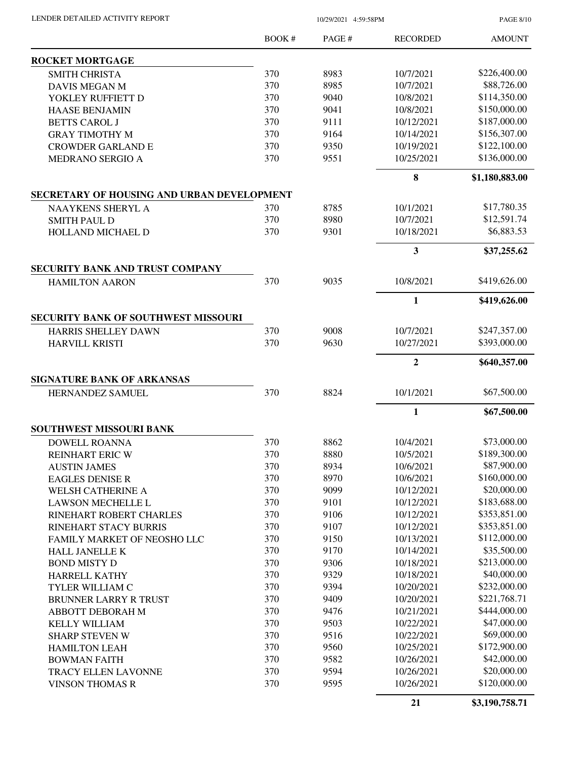| | BOOK # | PAGE # | RECORDED | AMOUNT |
|---|---|---|---|---|
| **ROCKET MORTGAGE** | | | | |
| SMITH CHRISTA | 370 | 8983 | 10/7/2021 | $226,400.00 |
| DAVIS MEGAN M | 370 | 8985 | 10/7/2021 | $88,726.00 |
| YOKLEY RUFFIETT D | 370 | 9040 | 10/8/2021 | $114,350.00 |
| HAASE BENJAMIN | 370 | 9041 | 10/8/2021 | $150,000.00 |
| BETTS CAROL J | 370 | 9111 | 10/12/2021 | $187,000.00 |
| GRAY TIMOTHY M | 370 | 9164 | 10/14/2021 | $156,307.00 |
| CROWDER GARLAND E | 370 | 9350 | 10/19/2021 | $122,100.00 |
| MEDRANO SERGIO A | 370 | 9551 | 10/25/2021 | $136,000.00 |
| | | | **8** | **$1,180,883.00** |
| **SECRETARY OF HOUSING AND URBAN DEVELOPMENT** | | | | |
| NAAYKENS SHERYL A | 370 | 8785 | 10/1/2021 | $17,780.35 |
| SMITH PAUL D | 370 | 8980 | 10/7/2021 | $12,591.74 |
| HOLLAND MICHAEL D | 370 | 9301 | 10/18/2021 | $6,883.53 |
| | | | **3** | **$37,255.62** |
| **SECURITY BANK AND TRUST COMPANY** | | | | |
| HAMILTON AARON | 370 | 9035 | 10/8/2021 | $419,626.00 |
| | | | **1** | **$419,626.00** |
| **SECURITY BANK OF SOUTHWEST MISSOURI** | | | | |
| HARRIS SHELLEY DAWN | 370 | 9008 | 10/7/2021 | $247,357.00 |
| HARVILL KRISTI | 370 | 9630 | 10/27/2021 | $393,000.00 |
| | | | **2** | **$640,357.00** |
| **SIGNATURE BANK OF ARKANSAS** | | | | |
| HERNANDEZ SAMUEL | 370 | 8824 | 10/1/2021 | $67,500.00 |
| | | | **1** | **$67,500.00** |
| **SOUTHWEST MISSOURI BANK** | | | | |
| DOWELL ROANNA | 370 | 8862 | 10/4/2021 | $73,000.00 |
| REINHART ERIC W | 370 | 8880 | 10/5/2021 | $189,300.00 |
| AUSTIN JAMES | 370 | 8934 | 10/6/2021 | $87,900.00 |
| EAGLES DENISE R | 370 | 8970 | 10/6/2021 | $160,000.00 |
| WELSH CATHERINE A | 370 | 9099 | 10/12/2021 | $20,000.00 |
| LAWSON MECHELLE L | 370 | 9101 | 10/12/2021 | $183,688.00 |
| RINEHART ROBERT CHARLES | 370 | 9106 | 10/12/2021 | $353,851.00 |
| RINEHART STACY BURRIS | 370 | 9107 | 10/12/2021 | $353,851.00 |
| FAMILY MARKET OF NEOSHO LLC | 370 | 9150 | 10/13/2021 | $112,000.00 |
| HALL JANELLE K | 370 | 9170 | 10/14/2021 | $35,500.00 |
| BOND MISTY D | 370 | 9306 | 10/18/2021 | $213,000.00 |
| HARRELL KATHY | 370 | 9329 | 10/18/2021 | $40,000.00 |
| TYLER WILLIAM C | 370 | 9394 | 10/20/2021 | $232,000.00 |
| BRUNNER LARRY R TRUST | 370 | 9409 | 10/20/2021 | $221,768.71 |
| ABBOTT DEBORAH M | 370 | 9476 | 10/21/2021 | $444,000.00 |
| KELLY WILLIAM | 370 | 9503 | 10/22/2021 | $47,000.00 |
| SHARP STEVEN W | 370 | 9516 | 10/22/2021 | $69,000.00 |
| HAMILTON LEAH | 370 | 9560 | 10/25/2021 | $172,900.00 |
| BOWMAN FAITH | 370 | 9582 | 10/26/2021 | $42,000.00 |
| TRACY ELLEN LAVONNE | 370 | 9594 | 10/26/2021 | $20,000.00 |
| VINSON THOMAS R | 370 | 9595 | 10/26/2021 | $120,000.00 |
| | | | **21** | **$3,190,758.71** |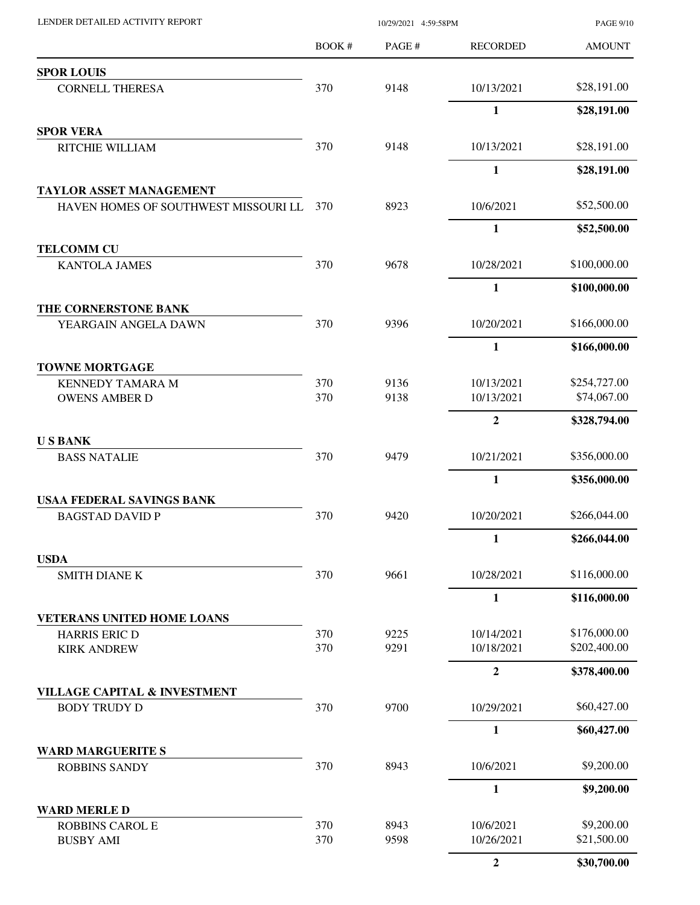LENDER DETAILED ACTIVITY REPORT

| | BOOK # | PAGE # | RECORDED | AMOUNT |
|---|---|---|---|---|
| **SPOR LOUIS** | | | | |
| CORNELL THERESA | 370 | 9148 | 10/13/2021 | $28,191.00 |
| | | | **1** | **$28,191.00** |
| **SPOR VERA** | | | | |
| RITCHIE WILLIAM | 370 | 9148 | 10/13/2021 | $28,191.00 |
| | | | **1** | **$28,191.00** |
| **TAYLOR ASSET MANAGEMENT** | | | | |
| HAVEN HOMES OF SOUTHWEST MISSOURI LL | 370 | 8923 | 10/6/2021 | $52,500.00 |
| | | | **1** | **$52,500.00** |
| **TELCOMM CU** | | | | |
| KANTOLA JAMES | 370 | 9678 | 10/28/2021 | $100,000.00 |
| | | | **1** | **$100,000.00** |
| **THE CORNERSTONE BANK** | | | | |
| YEARGAIN ANGELA DAWN | 370 | 9396 | 10/20/2021 | $166,000.00 |
| | | | **1** | **$166,000.00** |
| **TOWNE MORTGAGE** | | | | |
| KENNEDY TAMARA M | 370 | 9136 | 10/13/2021 | $254,727.00 |
| OWENS AMBER D | 370 | 9138 | 10/13/2021 | $74,067.00 |
| | | | **2** | **$328,794.00** |
| **U S BANK** | | | | |
| BASS NATALIE | 370 | 9479 | 10/21/2021 | $356,000.00 |
| | | | **1** | **$356,000.00** |
| **USAA FEDERAL SAVINGS BANK** | | | | |
| BAGSTAD DAVID P | 370 | 9420 | 10/20/2021 | $266,044.00 |
| | | | **1** | **$266,044.00** |
| **USDA** | | | | |
| SMITH DIANE K | 370 | 9661 | 10/28/2021 | $116,000.00 |
| | | | **1** | **$116,000.00** |
| **VETERANS UNITED HOME LOANS** | | | | |
| HARRIS ERIC D | 370 | 9225 | 10/14/2021 | $176,000.00 |
| KIRK ANDREW | 370 | 9291 | 10/18/2021 | $202,400.00 |
| | | | **2** | **$378,400.00** |
| **VILLAGE CAPITAL & INVESTMENT** | | | | |
| BODY TRUDY D | 370 | 9700 | 10/29/2021 | $60,427.00 |
| | | | **1** | **$60,427.00** |
| **WARD MARGUERITE S** | | | | |
| ROBBINS SANDY | 370 | 8943 | 10/6/2021 | $9,200.00 |
| | | | **1** | **$9,200.00** |
| **WARD MERLE D** | | | | |
| ROBBINS CAROL E | 370 | 8943 | 10/6/2021 | $9,200.00 |
| BUSBY AMI | 370 | 9598 | 10/26/2021 | $21,500.00 |
| | | | **2** | **$30,700.00** |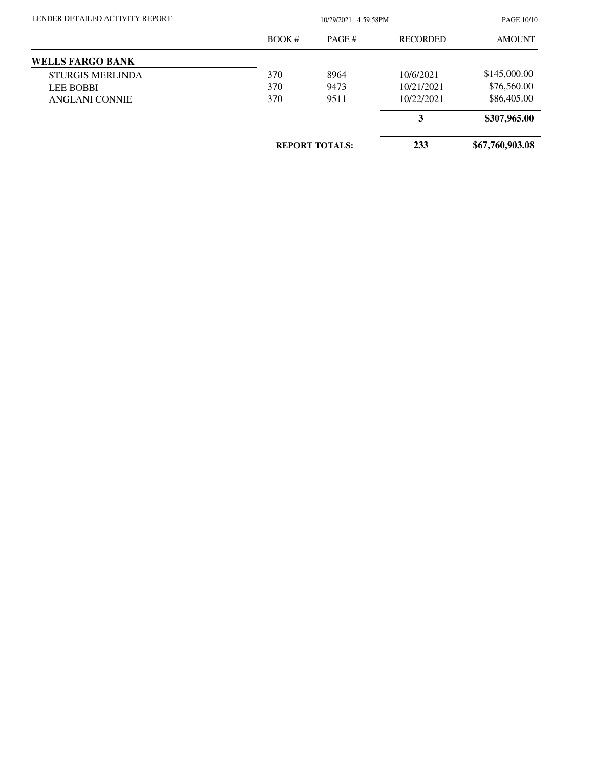| | BOOK # | PAGE # | RECORDED | AMOUNT |
|---|---|---|---|---|
| **WELLS FARGO BANK** | | | | |
| STURGIS MERLINDA | 370 | 8964 | 10/6/2021 | $145,000.00 |
| LEE BOBBI | 370 | 9473 | 10/21/2021 | $76,560.00 |
| ANGLANI CONNIE | 370 | 9511 | 10/22/2021 | $86,405.00 |
| | | | **3** | **$307,965.00** |
| | **REPORT TOTALS:** | | **233** | **$67,760,903.08** |